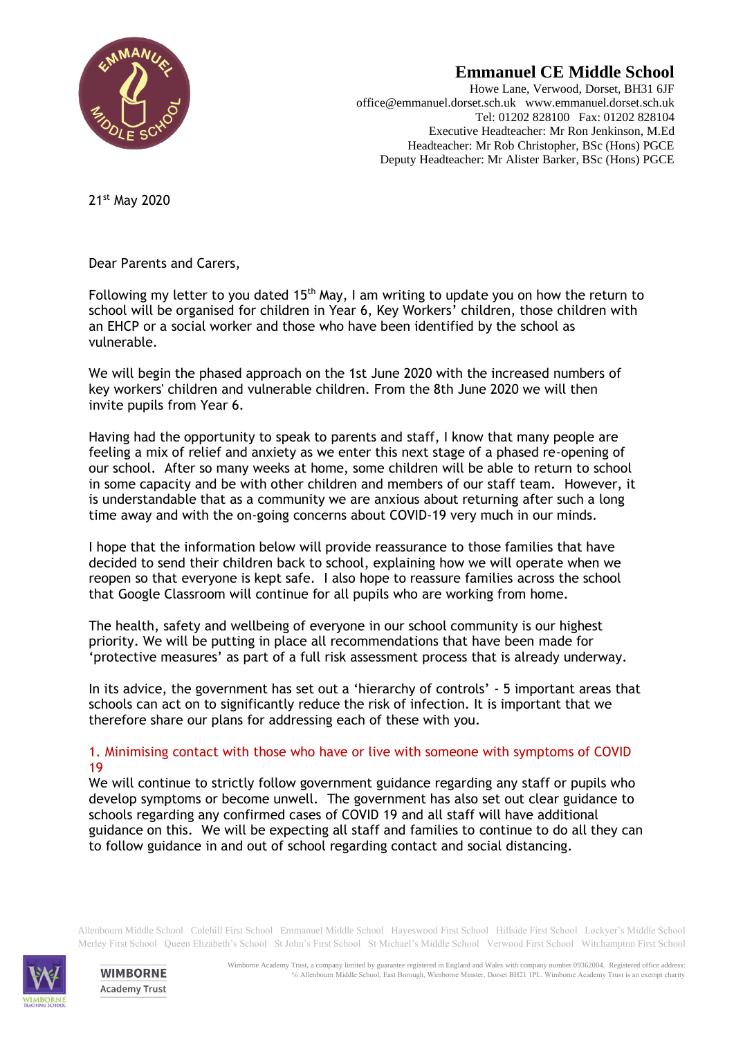# Emmanuel CE Middle School

Howe Lane, Verwood, Dorset, BH31 6JF
office@emmanuel.dorset.sch.uk www.emmanuel.dorset.sch.uk
Tel: 01202 828100 Fax: 01202 828104
Executive Headteacher: Mr Ron Jenkinson, M.Ed
Headteacher: Mr Rob Christopher, BSc (Hons) PGCE
Deputy Headteacher: Mr Alister Barker, BSc (Hons) PGCE

21st May 2020

Dear Parents and Carers,

Following my letter to you dated 15th May, I am writing to update you on how the return to school will be organised for children in Year 6, Key Workers' children, those children with an EHCP or a social worker and those who have been identified by the school as vulnerable.

We will begin the phased approach on the 1st June 2020 with the increased numbers of key workers' children and vulnerable children. From the 8th June 2020 we will then invite pupils from Year 6.

Having had the opportunity to speak to parents and staff, I know that many people are feeling a mix of relief and anxiety as we enter this next stage of a phased re-opening of our school. After so many weeks at home, some children will be able to return to school in some capacity and be with other children and members of our staff team. However, it is understandable that as a community we are anxious about returning after such a long time away and with the on-going concerns about COVID-19 very much in our minds.

I hope that the information below will provide reassurance to those families that have decided to send their children back to school, explaining how we will operate when we reopen so that everyone is kept safe. I also hope to reassure families across the school that Google Classroom will continue for all pupils who are working from home.

The health, safety and wellbeing of everyone in our school community is our highest priority. We will be putting in place all recommendations that have been made for 'protective measures' as part of a full risk assessment process that is already underway.

In its advice, the government has set out a 'hierarchy of controls' - 5 important areas that schools can act on to significantly reduce the risk of infection. It is important that we therefore share our plans for addressing each of these with you.

### 1. Minimising contact with those who have or live with someone with symptoms of COVID 19

We will continue to strictly follow government guidance regarding any staff or pupils who develop symptoms or become unwell. The government has also set out clear guidance to schools regarding any confirmed cases of COVID 19 and all staff will have additional guidance on this. We will be expecting all staff and families to continue to do all they can to follow guidance in and out of school regarding contact and social distancing.

Allenbourn Middle School Colehill First School Emmanuel Middle School Hayeswood First School Hillside First School Lockyer's Middle School Merley First School Queen Elizabeth's School St John's First School St Michael's Middle School Verwood First School Witchampton First School

Wimborne Academy Trust, a company limited by guarantee registered in England and Wales with company number 09362004. Registered office address: % Allenbourn Middle School, East Borough, Wimborne Minster, Dorset BH21 1PL. Wimborne Academy Trust is an exempt charity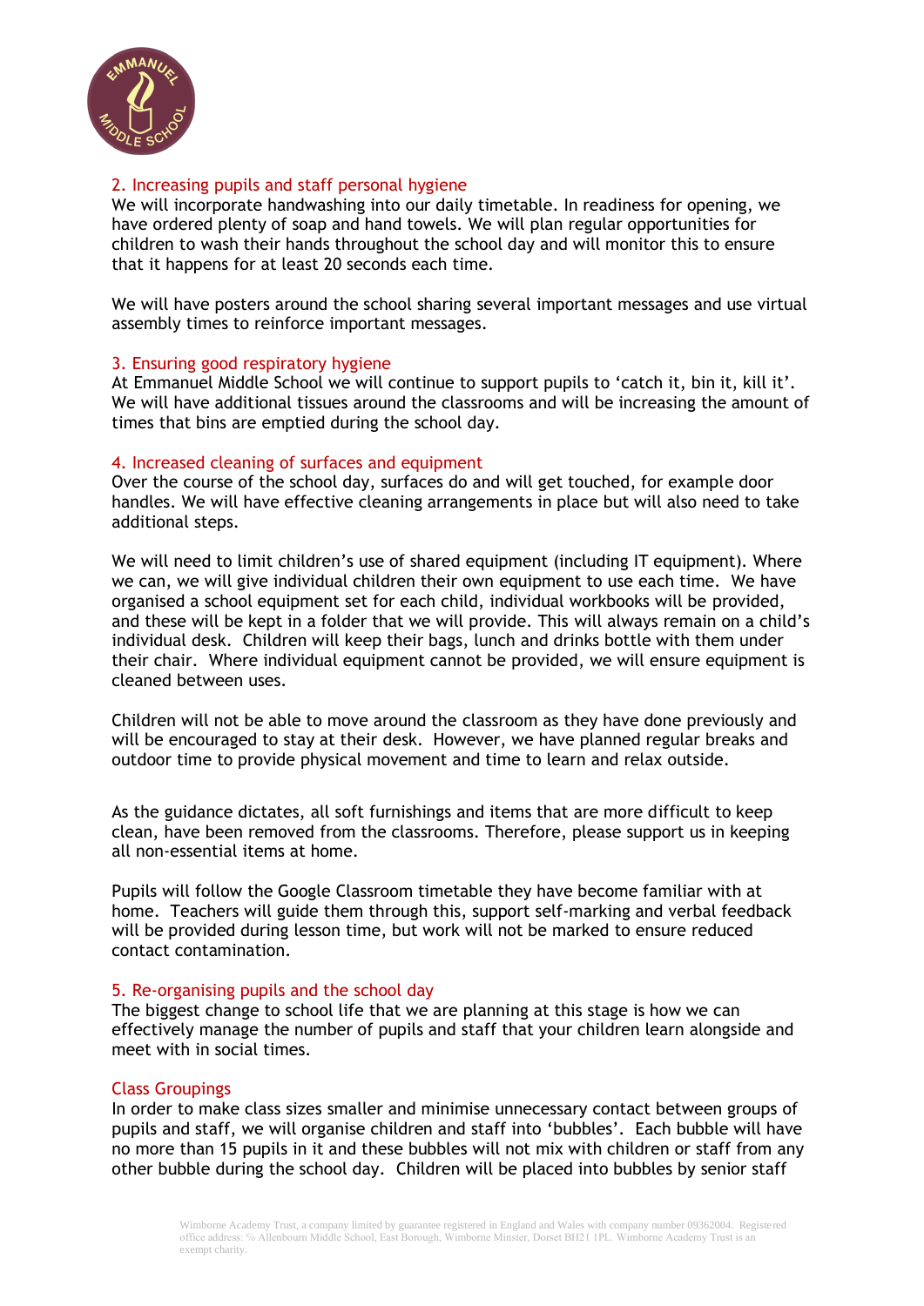## 2. Increasing pupils and staff personal hygiene

We will incorporate handwashing into our daily timetable. In readiness for opening, we have ordered plenty of soap and hand towels. We will plan regular opportunities for children to wash their hands throughout the school day and will monitor this to ensure that it happens for at least 20 seconds each time.

We will have posters around the school sharing several important messages and use virtual assembly times to reinforce important messages.

## 3. Ensuring good respiratory hygiene

At Emmanuel Middle School we will continue to support pupils to 'catch it, bin it, kill it'. We will have additional tissues around the classrooms and will be increasing the amount of times that bins are emptied during the school day.

## 4. Increased cleaning of surfaces and equipment

Over the course of the school day, surfaces do and will get touched, for example door handles. We will have effective cleaning arrangements in place but will also need to take additional steps.

We will need to limit children's use of shared equipment (including IT equipment). Where we can, we will give individual children their own equipment to use each time. We have organised a school equipment set for each child, individual workbooks will be provided, and these will be kept in a folder that we will provide. This will always remain on a child's individual desk. Children will keep their bags, lunch and drinks bottle with them under their chair. Where individual equipment cannot be provided, we will ensure equipment is cleaned between uses.

Children will not be able to move around the classroom as they have done previously and will be encouraged to stay at their desk. However, we have planned regular breaks and outdoor time to provide physical movement and time to learn and relax outside.

As the guidance dictates, all soft furnishings and items that are more difficult to keep clean, have been removed from the classrooms. Therefore, please support us in keeping all non-essential items at home.

Pupils will follow the Google Classroom timetable they have become familiar with at home. Teachers will guide them through this, support self-marking and verbal feedback will be provided during lesson time, but work will not be marked to ensure reduced contact contamination.

## 5. Re-organising pupils and the school day

The biggest change to school life that we are planning at this stage is how we can effectively manage the number of pupils and staff that your children learn alongside and meet with in social times.

### Class Groupings

In order to make class sizes smaller and minimise unnecessary contact between groups of pupils and staff, we will organise children and staff into 'bubbles'. Each bubble will have no more than 15 pupils in it and these bubbles will not mix with children or staff from any other bubble during the school day. Children will be placed into bubbles by senior staff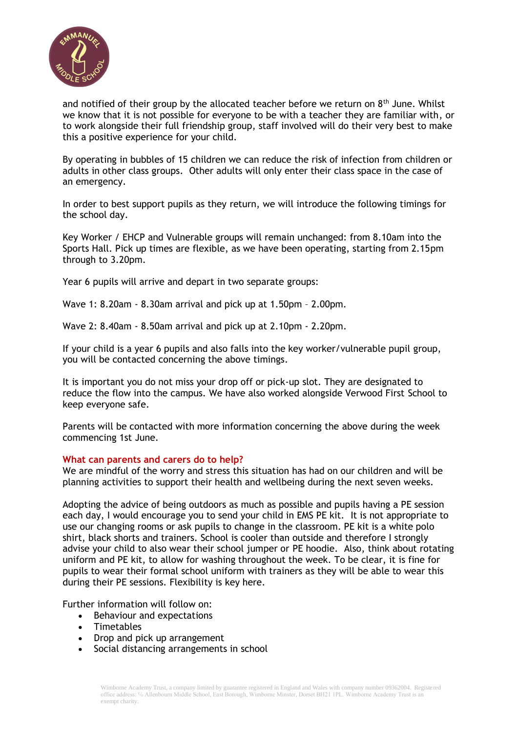and notified of their group by the allocated teacher before we return on 8th June. Whilst we know that it is not possible for everyone to be with a teacher they are familiar with, or to work alongside their full friendship group, staff involved will do their very best to make this a positive experience for your child.

By operating in bubbles of 15 children we can reduce the risk of infection from children or adults in other class groups. Other adults will only enter their class space in the case of an emergency.

In order to best support pupils as they return, we will introduce the following timings for the school day.

Key Worker / EHCP and Vulnerable groups will remain unchanged: from 8.10am into the Sports Hall. Pick up times are flexible, as we have been operating, starting from 2.15pm through to 3.20pm.

Year 6 pupils will arrive and depart in two separate groups:

Wave 1: 8.20am - 8.30am arrival and pick up at 1.50pm – 2.00pm.

Wave 2: 8.40am - 8.50am arrival and pick up at 2.10pm - 2.20pm.

If your child is a year 6 pupils and also falls into the key worker/vulnerable pupil group, you will be contacted concerning the above timings.

It is important you do not miss your drop off or pick-up slot. They are designated to reduce the flow into the campus. We have also worked alongside Verwood First School to keep everyone safe.

Parents will be contacted with more information concerning the above during the week commencing 1st June.

## What can parents and carers do to help?

We are mindful of the worry and stress this situation has had on our children and will be planning activities to support their health and wellbeing during the next seven weeks.

Adopting the advice of being outdoors as much as possible and pupils having a PE session each day, I would encourage you to send your child in EMS PE kit. It is not appropriate to use our changing rooms or ask pupils to change in the classroom. PE kit is a white polo shirt, black shorts and trainers. School is cooler than outside and therefore I strongly advise your child to also wear their school jumper or PE hoodie. Also, think about rotating uniform and PE kit, to allow for washing throughout the week. To be clear, it is fine for pupils to wear their formal school uniform with trainers as they will be able to wear this during their PE sessions. Flexibility is key here.

Further information will follow on:

- Behaviour and expectations
- Timetables
- Drop and pick up arrangement
- Social distancing arrangements in school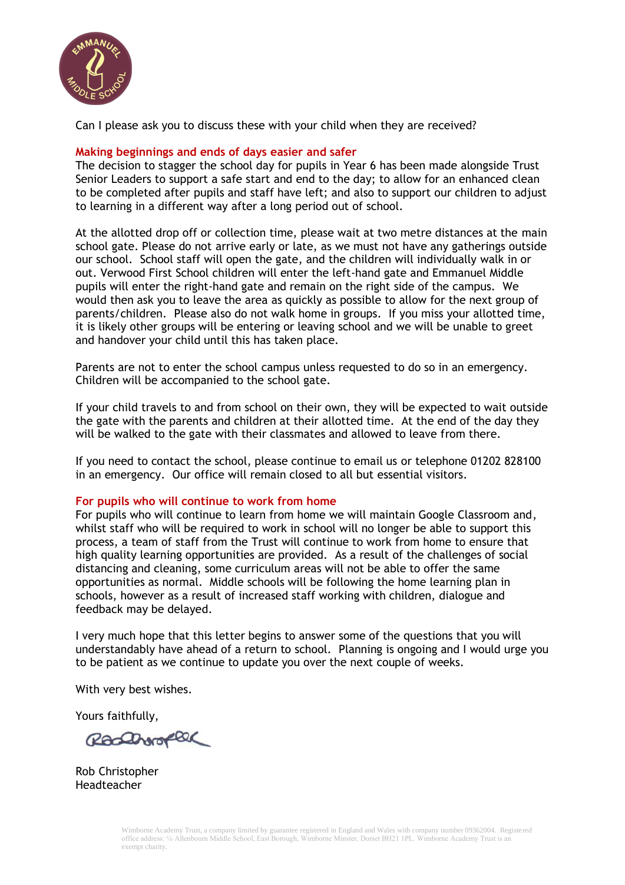Can I please ask you to discuss these with your child when they are received?

**Making beginnings and ends of days easier and safer**

The decision to stagger the school day for pupils in Year 6 has been made alongside Trust Senior Leaders to support a safe start and end to the day; to allow for an enhanced clean to be completed after pupils and staff have left; and also to support our children to adjust to learning in a different way after a long period out of school.

At the allotted drop off or collection time, please wait at two metre distances at the main school gate. Please do not arrive early or late, as we must not have any gatherings outside our school. School staff will open the gate, and the children will individually walk in or out. Verwood First School children will enter the left-hand gate and Emmanuel Middle pupils will enter the right-hand gate and remain on the right side of the campus. We would then ask you to leave the area as quickly as possible to allow for the next group of parents/children. Please also do not walk home in groups. If you miss your allotted time, it is likely other groups will be entering or leaving school and we will be unable to greet and handover your child until this has taken place.

Parents are not to enter the school campus unless requested to do so in an emergency. Children will be accompanied to the school gate.

If your child travels to and from school on their own, they will be expected to wait outside the gate with the parents and children at their allotted time. At the end of the day they will be walked to the gate with their classmates and allowed to leave from there.

If you need to contact the school, please continue to email us or telephone 01202 828100 in an emergency. Our office will remain closed to all but essential visitors.

**For pupils who will continue to work from home**

For pupils who will continue to learn from home we will maintain Google Classroom and, whilst staff who will be required to work in school will no longer be able to support this process, a team of staff from the Trust will continue to work from home to ensure that high quality learning opportunities are provided. As a result of the challenges of social distancing and cleaning, some curriculum areas will not be able to offer the same opportunities as normal. Middle schools will be following the home learning plan in schools, however as a result of increased staff working with children, dialogue and feedback may be delayed.

I very much hope that this letter begins to answer some of the questions that you will understandably have ahead of a return to school. Planning is ongoing and I would urge you to be patient as we continue to update you over the next couple of weeks.

With very best wishes.

Yours faithfully,

Rob Christopher
Headteacher

Wimborne Academy Trust, a company limited by guarantee registered in England and Wales with company number 09362004. Registered office address: ℅ Allenbourn Middle School, East Borough, Wimborne Minster, Dorset BH21 1PL. Wimborne Academy Trust is an exempt charity.